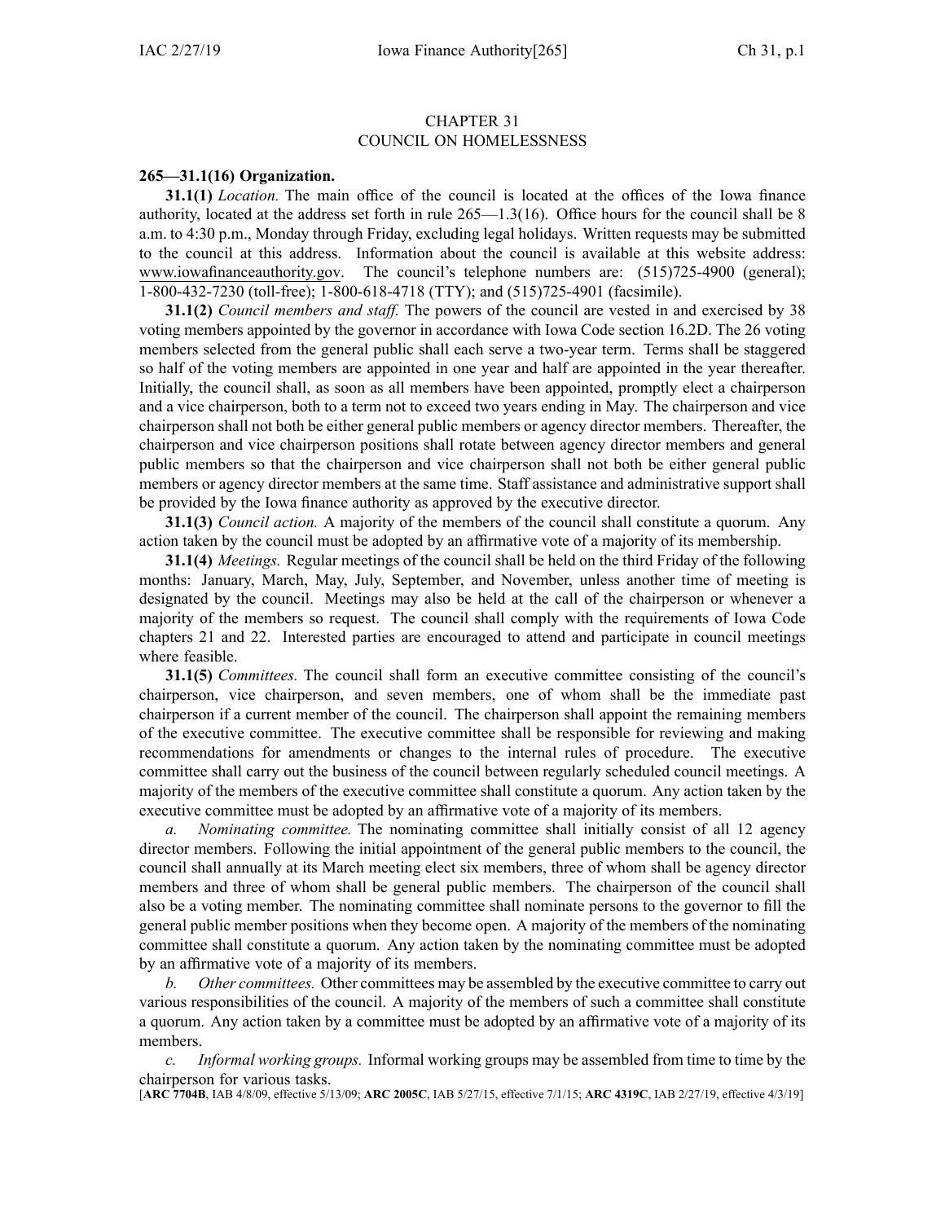# CHAPTER 31
# COUNCIL ON HOMELESSNESS

**265—31.1(16) Organization.**

**31.1(1)** *Location.* The main office of the council is located at the offices of the Iowa finance authority, located at the address set forth in rule 265—1.3(16). Office hours for the council shall be 8 a.m. to 4:30 p.m., Monday through Friday, excluding legal holidays. Written requests may be submitted to the council at this address. Information about the council is available at this website address: www.iowafinanceauthority.gov. The council's telephone numbers are: (515)725-4900 (general); 1-800-432-7230 (toll-free); 1-800-618-4718 (TTY); and (515)725-4901 (facsimile).

**31.1(2)** *Council members and staff.* The powers of the council are vested in and exercised by 38 voting members appointed by the governor in accordance with Iowa Code section 16.2D. The 26 voting members selected from the general public shall each serve a two-year term. Terms shall be staggered so half of the voting members are appointed in one year and half are appointed in the year thereafter. Initially, the council shall, as soon as all members have been appointed, promptly elect a chairperson and a vice chairperson, both to a term not to exceed two years ending in May. The chairperson and vice chairperson shall not both be either general public members or agency director members. Thereafter, the chairperson and vice chairperson positions shall rotate between agency director members and general public members so that the chairperson and vice chairperson shall not both be either general public members or agency director members at the same time. Staff assistance and administrative support shall be provided by the Iowa finance authority as approved by the executive director.

**31.1(3)** *Council action.* A majority of the members of the council shall constitute a quorum. Any action taken by the council must be adopted by an affirmative vote of a majority of its membership.

**31.1(4)** *Meetings.* Regular meetings of the council shall be held on the third Friday of the following months: January, March, May, July, September, and November, unless another time of meeting is designated by the council. Meetings may also be held at the call of the chairperson or whenever a majority of the members so request. The council shall comply with the requirements of Iowa Code chapters 21 and 22. Interested parties are encouraged to attend and participate in council meetings where feasible.

**31.1(5)** *Committees.* The council shall form an executive committee consisting of the council's chairperson, vice chairperson, and seven members, one of whom shall be the immediate past chairperson if a current member of the council. The chairperson shall appoint the remaining members of the executive committee. The executive committee shall be responsible for reviewing and making recommendations for amendments or changes to the internal rules of procedure. The executive committee shall carry out the business of the council between regularly scheduled council meetings. A majority of the members of the executive committee shall constitute a quorum. Any action taken by the executive committee must be adopted by an affirmative vote of a majority of its members.

*a.* *Nominating committee.* The nominating committee shall initially consist of all 12 agency director members. Following the initial appointment of the general public members to the council, the council shall annually at its March meeting elect six members, three of whom shall be agency director members and three of whom shall be general public members. The chairperson of the council shall also be a voting member. The nominating committee shall nominate persons to the governor to fill the general public member positions when they become open. A majority of the members of the nominating committee shall constitute a quorum. Any action taken by the nominating committee must be adopted by an affirmative vote of a majority of its members.

*b.* *Other committees.* Other committees may be assembled by the executive committee to carry out various responsibilities of the council. A majority of the members of such a committee shall constitute a quorum. Any action taken by a committee must be adopted by an affirmative vote of a majority of its members.

*c.* *Informal working groups.* Informal working groups may be assembled from time to time by the chairperson for various tasks.

[**ARC 7704B**, IAB 4/8/09, effective 5/13/09; **ARC 2005C**, IAB 5/27/15, effective 7/1/15; **ARC 4319C**, IAB 2/27/19, effective 4/3/19]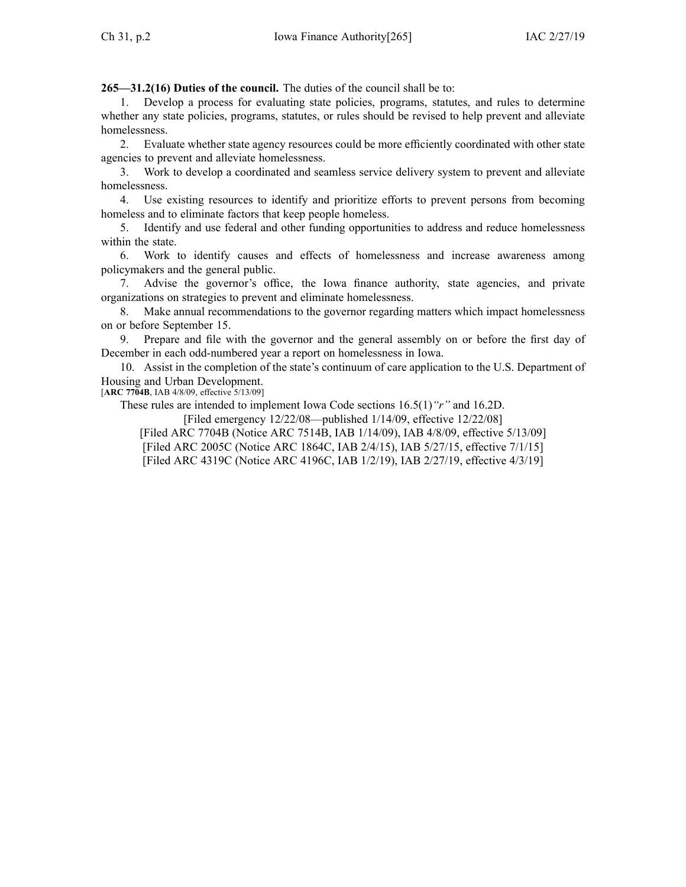**265—31.2(16) Duties of the council.** The duties of the council shall be to:

1. Develop a process for evaluating state policies, programs, statutes, and rules to determine whether any state policies, programs, statutes, or rules should be revised to help prevent and alleviate homelessness.

2. Evaluate whether state agency resources could be more efficiently coordinated with other state agencies to prevent and alleviate homelessness.

3. Work to develop a coordinated and seamless service delivery system to prevent and alleviate homelessness.

4. Use existing resources to identify and prioritize efforts to prevent persons from becoming homeless and to eliminate factors that keep people homeless.

5. Identify and use federal and other funding opportunities to address and reduce homelessness within the state.

6. Work to identify causes and effects of homelessness and increase awareness among policymakers and the general public.

7. Advise the governor's office, the Iowa finance authority, state agencies, and private organizations on strategies to prevent and eliminate homelessness.

8. Make annual recommendations to the governor regarding matters which impact homelessness on or before September 15.

9. Prepare and file with the governor and the general assembly on or before the first day of December in each odd-numbered year a report on homelessness in Iowa.

10. Assist in the completion of the state's continuum of care application to the U.S. Department of Housing and Urban Development.

[**ARC 7704B**, IAB 4/8/09, effective 5/13/09]

These rules are intended to implement Iowa Code sections 16.5(1)*"r"* and 16.2D.

[Filed emergency 12/22/08—published 1/14/09, effective 12/22/08]

[Filed ARC 7704B (Notice ARC 7514B, IAB 1/14/09), IAB 4/8/09, effective 5/13/09]

[Filed ARC 2005C (Notice ARC 1864C, IAB 2/4/15), IAB 5/27/15, effective 7/1/15]

[Filed ARC 4319C (Notice ARC 4196C, IAB 1/2/19), IAB 2/27/19, effective 4/3/19]